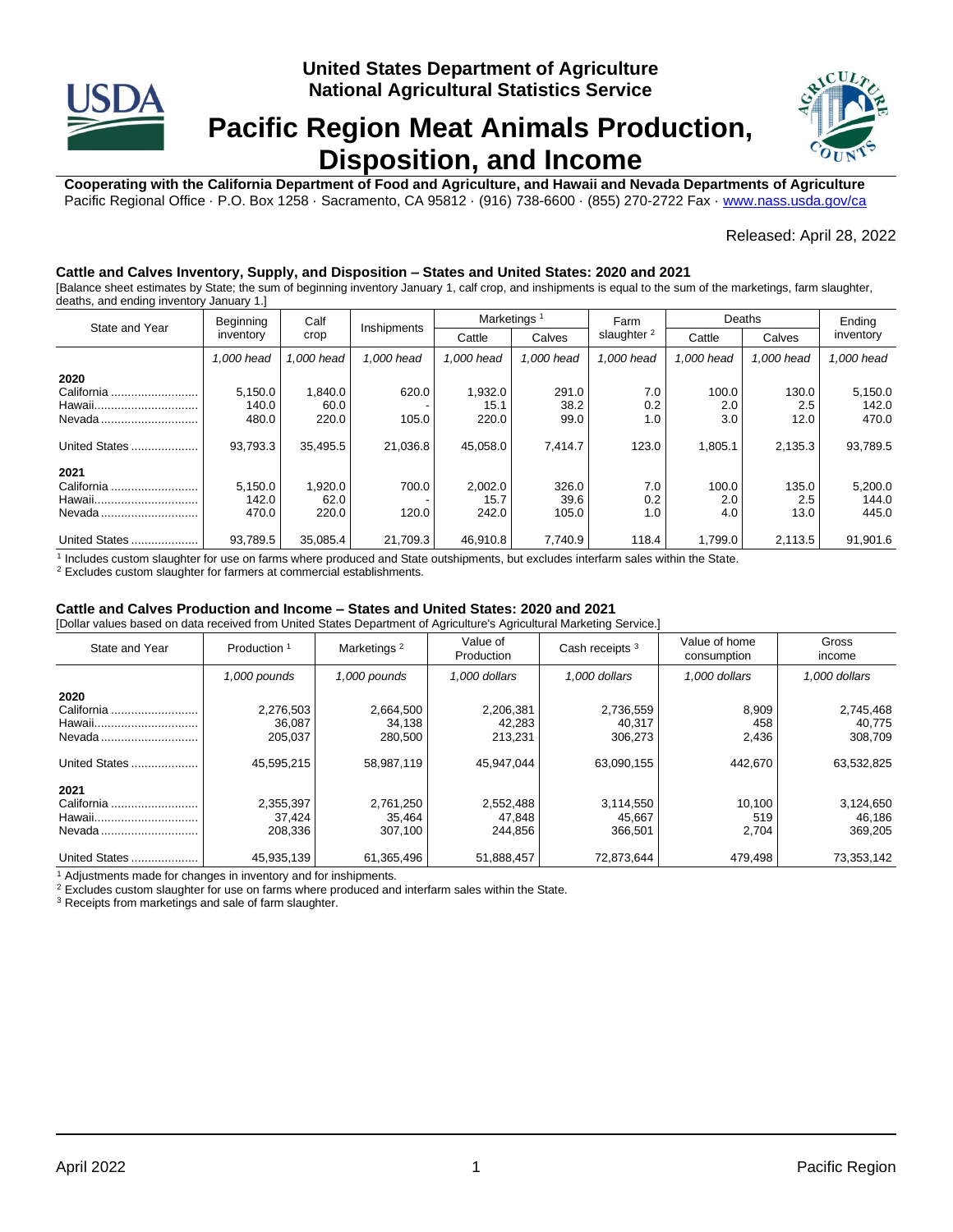United States Department of Agriculture
National Agricultural Statistics Service

# Pacific Region Meat Animals Production, Disposition, and Income

**Cooperating with the California Department of Food and Agriculture, and Hawaii and Nevada Departments of Agriculture**
Pacific Regional Office · P.O. Box 1258 · Sacramento, CA 95812 · (916) 738-6600 · (855) 270-2722 Fax · www.nass.usda.gov/ca

Released: April 28, 2022

### Cattle and Calves Inventory, Supply, and Disposition – States and United States: 2020 and 2021

[Balance sheet estimates by State; the sum of beginning inventory January 1, calf crop, and inshipments is equal to the sum of the marketings, farm slaughter, deaths, and ending inventory January 1.]

| State and Year | Beginning inventory | Calf crop | Inshipments | Marketings [1] | | Farm slaughter [2] | Deaths | | Ending inventory |
|---|---|---|---|---|---|---|---|---|---|
| | | | | Cattle | Calves | | Cattle | Calves | |
| | *1,000 head* | *1,000 head* | *1,000 head* | *1,000 head* | *1,000 head* | *1,000 head* | *1,000 head* | *1,000 head* | *1,000 head* |
| **2020** | | | | | | | | | |
| California | 5,150.0 | 1,840.0 | 620.0 | 1,932.0 | 291.0 | 7.0 | 100.0 | 130.0 | 5,150.0 |
| Hawaii | 140.0 | 60.0 | - | 15.1 | 38.2 | 0.2 | 2.0 | 2.5 | 142.0 |
| Nevada | 480.0 | 220.0 | 105.0 | 220.0 | 99.0 | 1.0 | 3.0 | 12.0 | 470.0 |
| United States | 93,793.3 | 35,495.5 | 21,036.8 | 45,058.0 | 7,414.7 | 123.0 | 1,805.1 | 2,135.3 | 93,789.5 |
| **2021** | | | | | | | | | |
| California | 5,150.0 | 1,920.0 | 700.0 | 2,002.0 | 326.0 | 7.0 | 100.0 | 135.0 | 5,200.0 |
| Hawaii | 142.0 | 62.0 | - | 15.7 | 39.6 | 0.2 | 2.0 | 2.5 | 144.0 |
| Nevada | 470.0 | 220.0 | 120.0 | 242.0 | 105.0 | 1.0 | 4.0 | 13.0 | 445.0 |
| United States | 93,789.5 | 35,085.4 | 21,709.3 | 46,910.8 | 7,740.9 | 118.4 | 1,799.0 | 2,113.5 | 91,901.6 |

[1] Includes custom slaughter for use on farms where produced and State outshipments, but excludes interfarm sales within the State.
[2] Excludes custom slaughter for farmers at commercial establishments.

### Cattle and Calves Production and Income – States and United States: 2020 and 2021

[Dollar values based on data received from United States Department of Agriculture's Agricultural Marketing Service.]

| State and Year | Production [1] | Marketings [2] | Value of Production | Cash receipts [3] | Value of home consumption | Gross income |
|---|---|---|---|---|---|---|
| | *1,000 pounds* | *1,000 pounds* | *1,000 dollars* | *1,000 dollars* | *1,000 dollars* | *1,000 dollars* |
| **2020** | | | | | | |
| California | 2,276,503 | 2,664,500 | 2,206,381 | 2,736,559 | 8,909 | 2,745,468 |
| Hawaii | 36,087 | 34,138 | 42,283 | 40,317 | 458 | 40,775 |
| Nevada | 205,037 | 280,500 | 213,231 | 306,273 | 2,436 | 308,709 |
| United States | 45,595,215 | 58,987,119 | 45,947,044 | 63,090,155 | 442,670 | 63,532,825 |
| **2021** | | | | | | |
| California | 2,355,397 | 2,761,250 | 2,552,488 | 3,114,550 | 10,100 | 3,124,650 |
| Hawaii | 37,424 | 35,464 | 47,848 | 45,667 | 519 | 46,186 |
| Nevada | 208,336 | 307,100 | 244,856 | 366,501 | 2,704 | 369,205 |
| United States | 45,935,139 | 61,365,496 | 51,888,457 | 72,873,644 | 479,498 | 73,353,142 |

[1] Adjustments made for changes in inventory and for inshipments.
[2] Excludes custom slaughter for use on farms where produced and interfarm sales within the State.
[3] Receipts from marketings and sale of farm slaughter.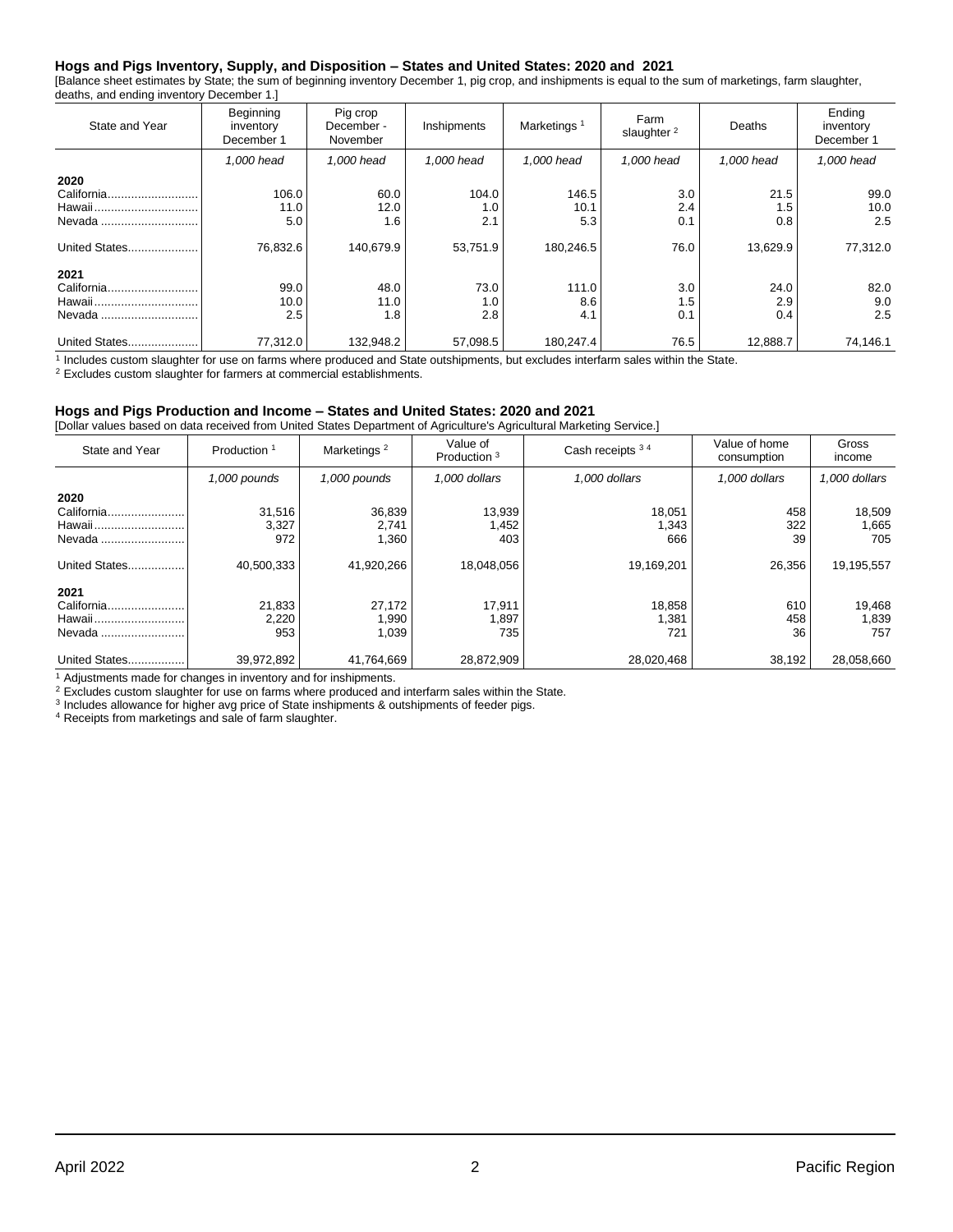### Hogs and Pigs Inventory, Supply, and Disposition – States and United States: 2020 and 2021

[Balance sheet estimates by State; the sum of beginning inventory December 1, pig crop, and inshipments is equal to the sum of marketings, farm slaughter, deaths, and ending inventory December 1.]

| State and Year | Beginning inventory December 1 | Pig crop December - November | Inshipments | Marketings [1] | Farm slaughter [2] | Deaths | Ending inventory December 1 |
|---|---|---|---|---|---|---|---|
| | *1,000 head* | *1,000 head* | *1,000 head* | *1,000 head* | *1,000 head* | *1,000 head* | *1,000 head* |
| **2020** | | | | | | | |
| California | 106.0 | 60.0 | 104.0 | 146.5 | 3.0 | 21.5 | 99.0 |
| Hawaii | 11.0 | 12.0 | 1.0 | 10.1 | 2.4 | 1.5 | 10.0 |
| Nevada | 5.0 | 1.6 | 2.1 | 5.3 | 0.1 | 0.8 | 2.5 |
| United States | 76,832.6 | 140,679.9 | 53,751.9 | 180,246.5 | 76.0 | 13,629.9 | 77,312.0 |
| **2021** | | | | | | | |
| California | 99.0 | 48.0 | 73.0 | 111.0 | 3.0 | 24.0 | 82.0 |
| Hawaii | 10.0 | 11.0 | 1.0 | 8.6 | 1.5 | 2.9 | 9.0 |
| Nevada | 2.5 | 1.8 | 2.8 | 4.1 | 0.1 | 0.4 | 2.5 |
| United States | 77,312.0 | 132,948.2 | 57,098.5 | 180,247.4 | 76.5 | 12,888.7 | 74,146.1 |

[1] Includes custom slaughter for use on farms where produced and State outshipments, but excludes interfarm sales within the State.
[2] Excludes custom slaughter for farmers at commercial establishments.

### Hogs and Pigs Production and Income – States and United States: 2020 and 2021

[Dollar values based on data received from United States Department of Agriculture's Agricultural Marketing Service.]

| State and Year | Production [1] | Marketings [2] | Value of Production [3] | Cash receipts [3] [4] | Value of home consumption | Gross income |
|---|---|---|---|---|---|---|
| | *1,000 pounds* | *1,000 pounds* | *1,000 dollars* | *1,000 dollars* | *1,000 dollars* | *1,000 dollars* |
| **2020** | | | | | | |
| California | 31,516 | 36,839 | 13,939 | 18,051 | 458 | 18,509 |
| Hawaii | 3,327 | 2,741 | 1,452 | 1,343 | 322 | 1,665 |
| Nevada | 972 | 1,360 | 403 | 666 | 39 | 705 |
| United States | 40,500,333 | 41,920,266 | 18,048,056 | 19,169,201 | 26,356 | 19,195,557 |
| **2021** | | | | | | |
| California | 21,833 | 27,172 | 17,911 | 18,858 | 610 | 19,468 |
| Hawaii | 2,220 | 1,990 | 1,897 | 1,381 | 458 | 1,839 |
| Nevada | 953 | 1,039 | 735 | 721 | 36 | 757 |
| United States | 39,972,892 | 41,764,669 | 28,872,909 | 28,020,468 | 38,192 | 28,058,660 |

[1] Adjustments made for changes in inventory and for inshipments.
[2] Excludes custom slaughter for use on farms where produced and interfarm sales within the State.
[3] Includes allowance for higher avg price of State inshipments & outshipments of feeder pigs.
[4] Receipts from marketings and sale of farm slaughter.